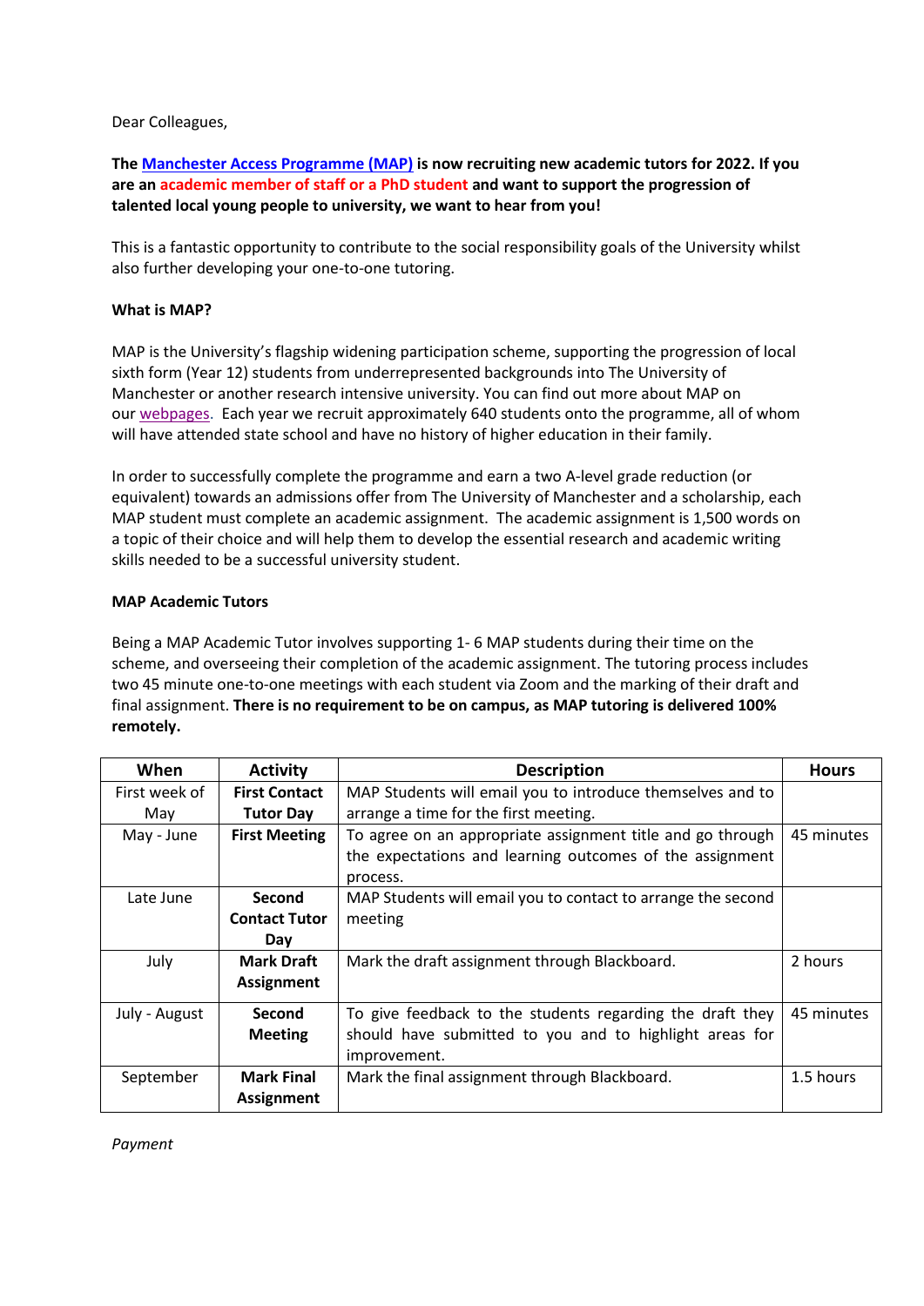Dear Colleagues,

**The Manchester Access Programme (MAP) is now recruiting new academic tutors for 2022. If you are an academic member of staff or a PhD student and want to support the progression of talented local young people to university, we want to hear from you!**

This is a fantastic opportunity to contribute to the social responsibility goals of the University whilst also further developing your one-to-one tutoring.

**What is MAP?**

MAP is the University's flagship widening participation scheme, supporting the progression of local sixth form (Year 12) students from underrepresented backgrounds into The University of Manchester or another research intensive university. You can find out more about MAP on our webpages. Each year we recruit approximately 640 students onto the programme, all of whom will have attended state school and have no history of higher education in their family.

In order to successfully complete the programme and earn a two A-level grade reduction (or equivalent) towards an admissions offer from The University of Manchester and a scholarship, each MAP student must complete an academic assignment. The academic assignment is 1,500 words on a topic of their choice and will help them to develop the essential research and academic writing skills needed to be a successful university student.

**MAP Academic Tutors**

Being a MAP Academic Tutor involves supporting 1- 6 MAP students during their time on the scheme, and overseeing their completion of the academic assignment. The tutoring process includes two 45 minute one-to-one meetings with each student via Zoom and the marking of their draft and final assignment. **There is no requirement to be on campus, as MAP tutoring is delivered 100% remotely.**

| When | Activity | Description | Hours |
| --- | --- | --- | --- |
| First week of May | **First Contact Tutor Day** | MAP Students will email you to introduce themselves and to arrange a time for the first meeting. | |
| May - June | **First Meeting** | To agree on an appropriate assignment title and go through the expectations and learning outcomes of the assignment process. | 45 minutes |
| Late June | **Second Contact Tutor Day** | MAP Students will email you to contact to arrange the second meeting | |
| July | **Mark Draft Assignment** | Mark the draft assignment through Blackboard. | 2 hours |
| July - August | **Second Meeting** | To give feedback to the students regarding the draft they should have submitted to you and to highlight areas for improvement. | 45 minutes |
| September | **Mark Final Assignment** | Mark the final assignment through Blackboard. | 1.5 hours |

*Payment*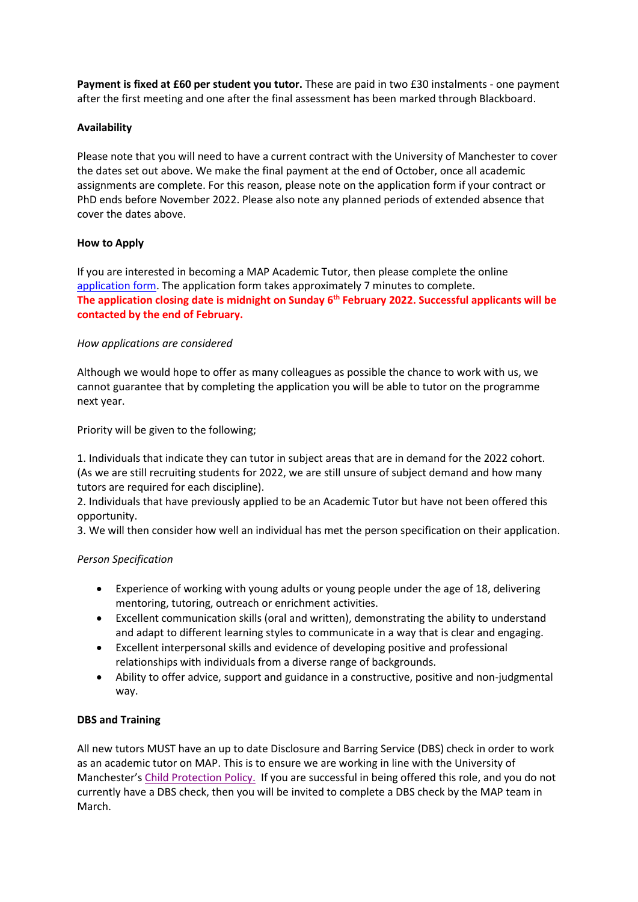**Payment is fixed at £60 per student you tutor.** These are paid in two £30 instalments - one payment after the first meeting and one after the final assessment has been marked through Blackboard.

**Availability**

Please note that you will need to have a current contract with the University of Manchester to cover the dates set out above. We make the final payment at the end of October, once all academic assignments are complete. For this reason, please note on the application form if your contract or PhD ends before November 2022. Please also note any planned periods of extended absence that cover the dates above.

**How to Apply**

If you are interested in becoming a MAP Academic Tutor, then please complete the online application form. The application form takes approximately 7 minutes to complete.
**The application closing date is midnight on Sunday 6th February 2022. Successful applicants will be contacted by the end of February.**

*How applications are considered*

Although we would hope to offer as many colleagues as possible the chance to work with us, we cannot guarantee that by completing the application you will be able to tutor on the programme next year.

Priority will be given to the following;

1. Individuals that indicate they can tutor in subject areas that are in demand for the 2022 cohort. (As we are still recruiting students for 2022, we are still unsure of subject demand and how many tutors are required for each discipline).
2. Individuals that have previously applied to be an Academic Tutor but have not been offered this opportunity.
3. We will then consider how well an individual has met the person specification on their application.

*Person Specification*

- Experience of working with young adults or young people under the age of 18, delivering mentoring, tutoring, outreach or enrichment activities.
- Excellent communication skills (oral and written), demonstrating the ability to understand and adapt to different learning styles to communicate in a way that is clear and engaging.
- Excellent interpersonal skills and evidence of developing positive and professional relationships with individuals from a diverse range of backgrounds.
- Ability to offer advice, support and guidance in a constructive, positive and non-judgmental way.

**DBS and Training**

All new tutors MUST have an up to date Disclosure and Barring Service (DBS) check in order to work as an academic tutor on MAP. This is to ensure we are working in line with the University of Manchester's Child Protection Policy. If you are successful in being offered this role, and you do not currently have a DBS check, then you will be invited to complete a DBS check by the MAP team in March.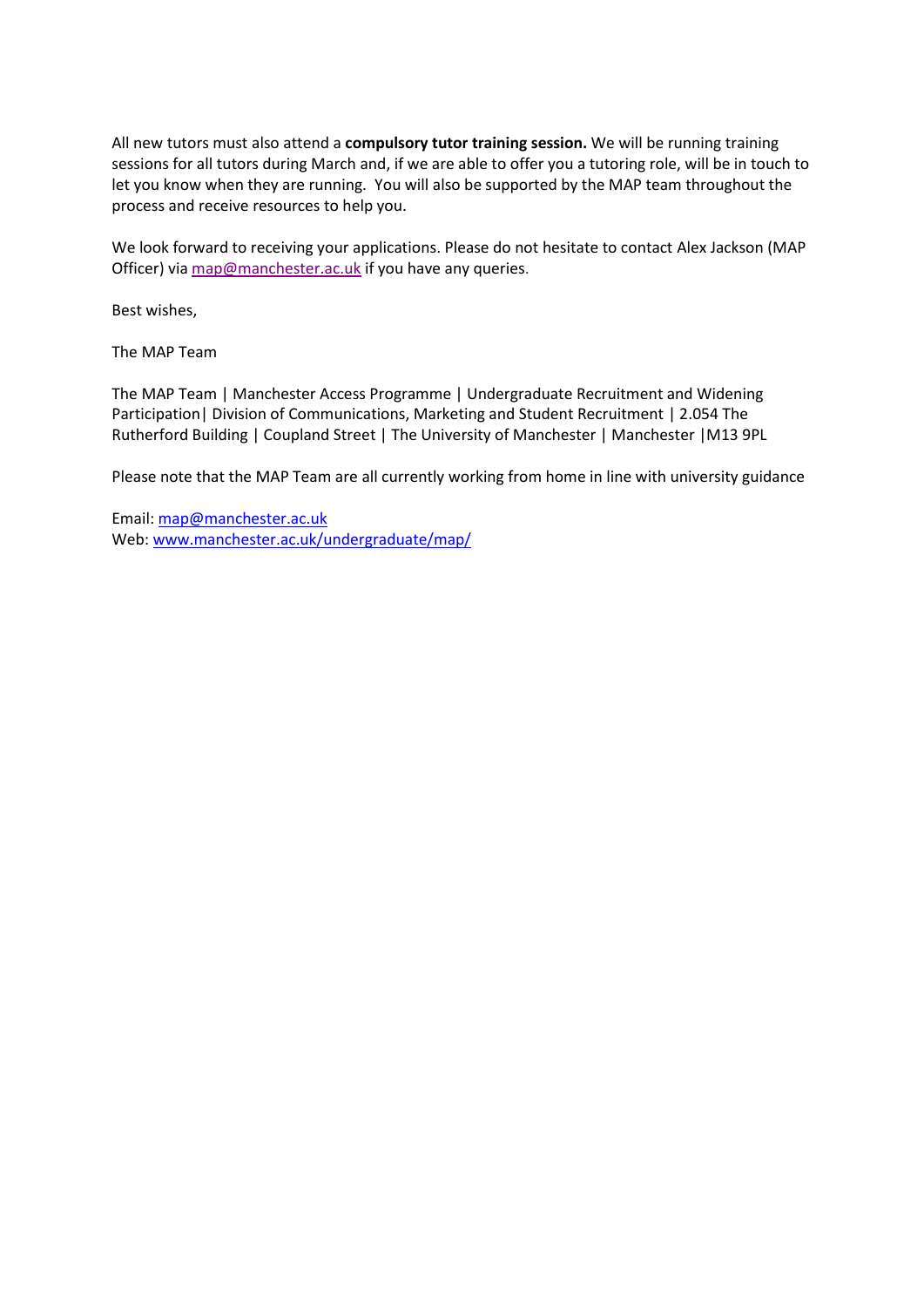All new tutors must also attend a **compulsory tutor training session.** We will be running training sessions for all tutors during March and, if we are able to offer you a tutoring role, will be in touch to let you know when they are running. You will also be supported by the MAP team throughout the process and receive resources to help you.

We look forward to receiving your applications. Please do not hesitate to contact Alex Jackson (MAP Officer) via map@manchester.ac.uk if you have any queries.

Best wishes,

The MAP Team

The MAP Team | Manchester Access Programme | Undergraduate Recruitment and Widening Participation| Division of Communications, Marketing and Student Recruitment | 2.054 The Rutherford Building | Coupland Street | The University of Manchester | Manchester |M13 9PL

Please note that the MAP Team are all currently working from home in line with university guidance

Email: map@manchester.ac.uk  
Web: www.manchester.ac.uk/undergraduate/map/